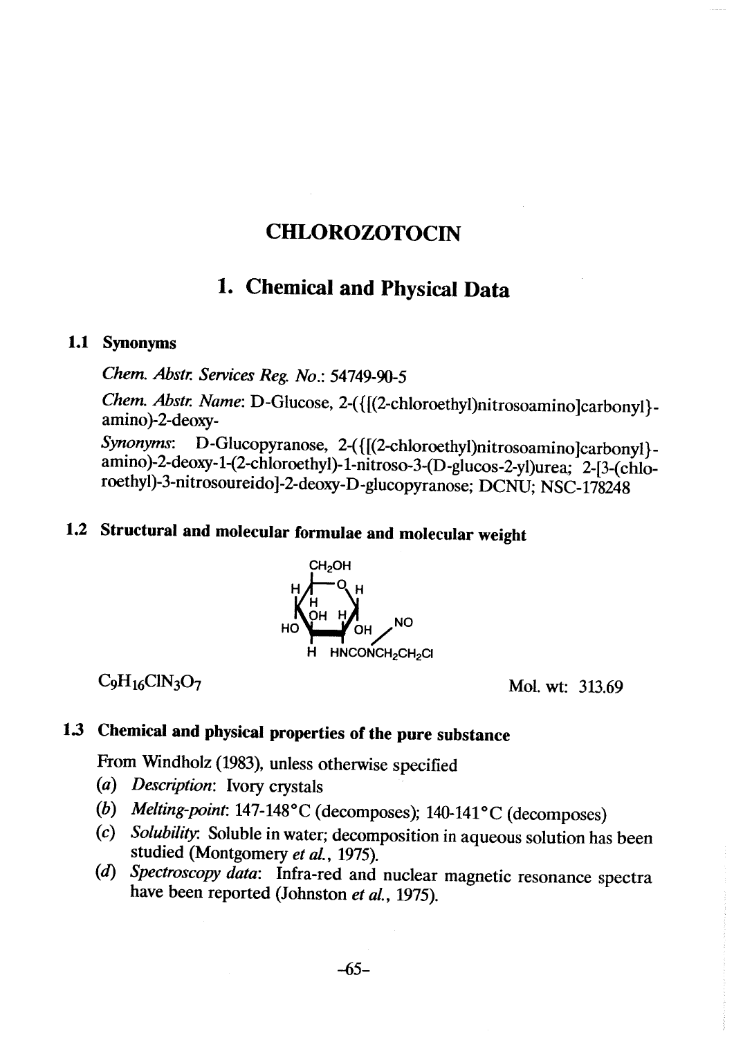# CHLOROZOTOCIN

## 1. Chemical and Physical Data

### 1.1 Synonyms

*Chem. Abstr. Services Reg. No.*: 54749-90-5

*Chem. Abstr. Name*: D-Glucose, 2-({[(2-chloroethyl)nitrosoamino]carbonyl}-amino)-2-deoxy-

*Synonyms*: D-Glucopyranose, 2-({[(2-chloroethyl)nitrosoamino]carbonyl}-amino)-2-deoxy-1-(2-chloroethyl)-1-nitroso-3-(D-glucos-2-yl)urea; 2-[3-(chloroethyl)-3-nitrosoureido]-2-deoxy-D-glucopyranose; DCNU; NSC-178248

### 1.2 Structural and molecular formulae and molecular weight

$C_9H_{16}ClN_3O_7$ Mol. wt: 313.69

### 1.3 Chemical and physical properties of the pure substance

From Windholz (1983), unless otherwise specified

(*a*) *Description*: Ivory crystals

(*b*) *Melting-point*: 147-148 °C (decomposes); 140-141 °C (decomposes)

(*c*) *Solubility*: Soluble in water; decomposition in aqueous solution has been studied (Montgomery *et al.*, 1975).

(*d*) *Spectroscopy data*: Infra-red and nuclear magnetic resonance spectra have been reported (Johnston *et al.*, 1975).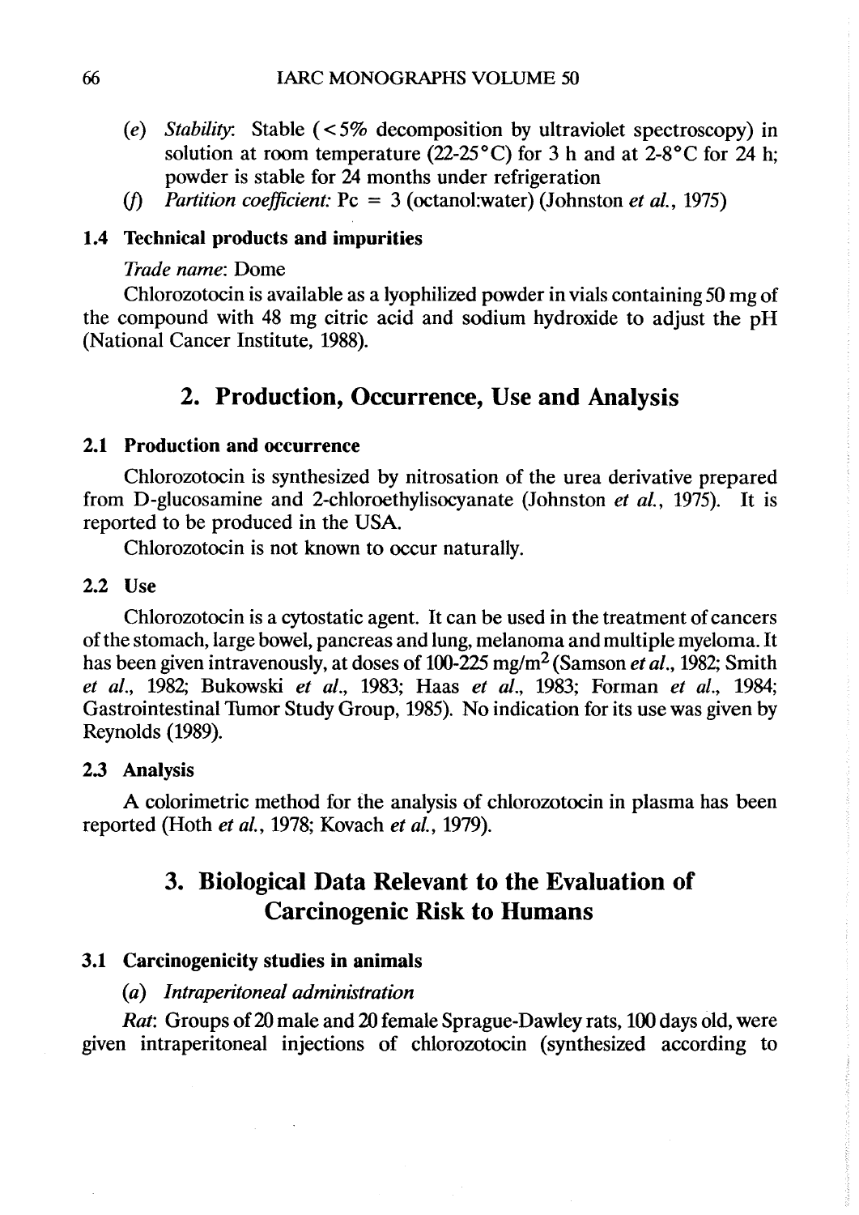(*e*) *Stability*: Stable (< 5% decomposition by ultraviolet spectroscopy) in solution at room temperature (22-25°C) for 3 h and at 2-8°C for 24 h; powder is stable for 24 months under refrigeration

(*f*) *Partition coefficient:* Pc = 3 (octanol:water) (Johnston *et al.*, 1975)

### 1.4 Technical products and impurities

*Trade name*: Dome

Chlorozotocin is available as a lyophilized powder in vials containing 50 mg of the compound with 48 mg citric acid and sodium hydroxide to adjust the pH (National Cancer Institute, 1988).

## 2. Production, Occurrence, Use and Analysis

### 2.1 Production and occurrence

Chlorozotocin is synthesized by nitrosation of the urea derivative prepared from D-glucosamine and 2-chloroethylisocyanate (Johnston *et al.*, 1975). It is reported to be produced in the USA.

Chlorozotocin is not known to occur naturally.

### 2.2 Use

Chlorozotocin is a cytostatic agent. It can be used in the treatment of cancers of the stomach, large bowel, pancreas and lung, melanoma and multiple myeloma. It has been given intravenously, at doses of 100-225 mg/m$^2$ (Samson *et al.*, 1982; Smith *et al.*, 1982; Bukowski *et al.*, 1983; Haas *et al.*, 1983; Forman *et al.*, 1984; Gastrointestinal Tumor Study Group, 1985). No indication for its use was given by Reynolds (1989).

### 2.3 Analysis

A colorimetric method for the analysis of chlorozotocin in plasma has been reported (Hoth *et al.*, 1978; Kovach *et al.*, 1979).

## 3. Biological Data Relevant to the Evaluation of Carcinogenic Risk to Humans

### 3.1 Carcinogenicity studies in animals

(*a*) *Intraperitoneal administration*

*Rat*: Groups of 20 male and 20 female Sprague-Dawley rats, 100 days old, were given intraperitoneal injections of chlorozotocin (synthesized according to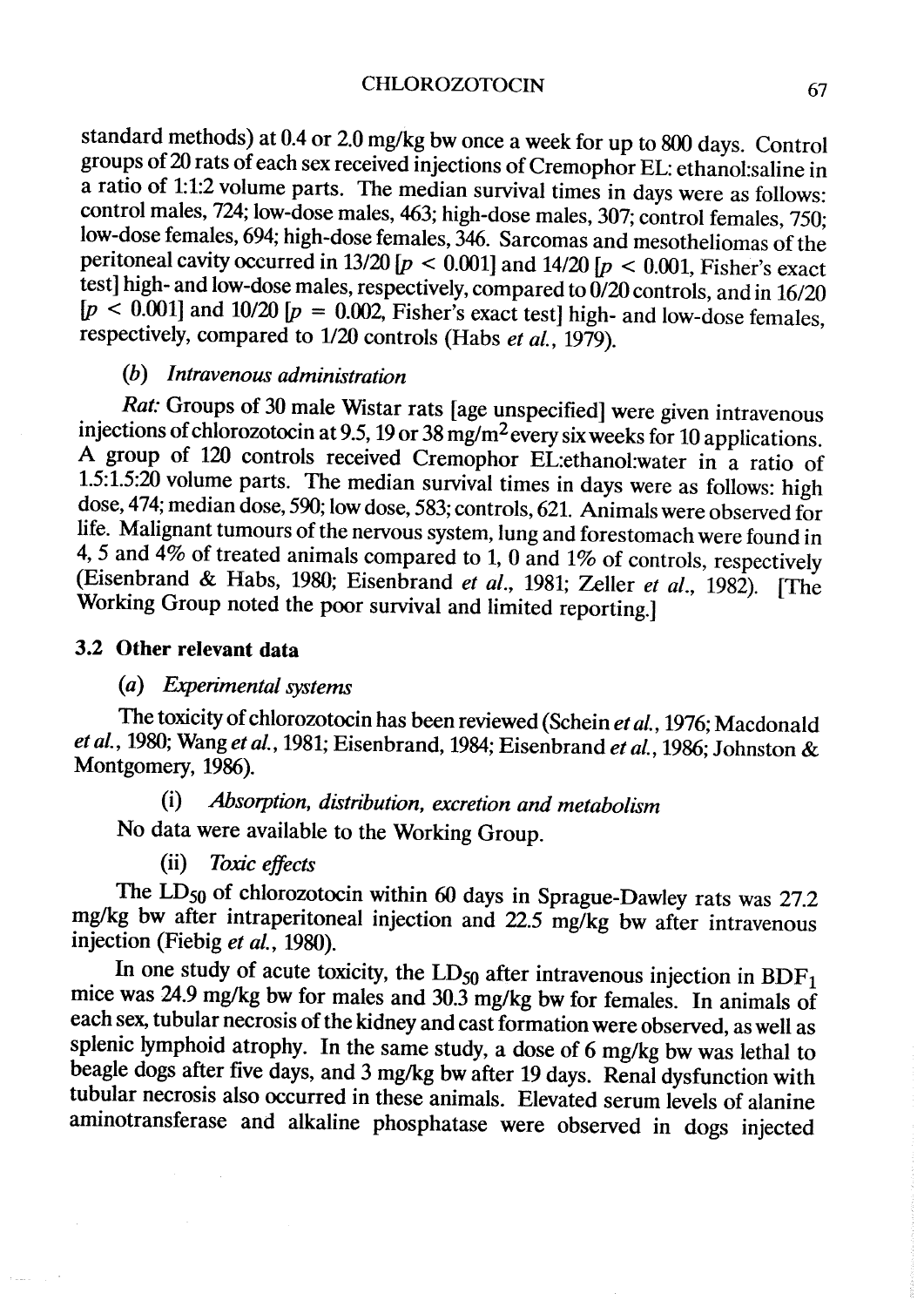standard methods) at 0.4 or 2.0 mg/kg bw once a week for up to 800 days. Control groups of 20 rats of each sex received injections of Cremophor EL: ethanol:saline in a ratio of 1:1:2 volume parts. The median survival times in days were as follows: control males, 724; low-dose males, 463; high-dose males, 307; control females, 750; low-dose females, 694; high-dose females, 346. Sarcomas and mesotheliomas of the peritoneal cavity occurred in 13/20 [$p < 0.001$] and 14/20 [$p < 0.001$, Fisher's exact test] high- and low-dose males, respectively, compared to 0/20 controls, and in 16/20 [$p < 0.001$] and 10/20 [$p = 0.002$, Fisher's exact test] high- and low-dose females, respectively, compared to 1/20 controls (Habs *et al.*, 1979).

#### (*b*) *Intravenous administration*

*Rat:* Groups of 30 male Wistar rats [age unspecified] were given intravenous injections of chlorozotocin at 9.5, 19 or 38 mg/m$^2$ every six weeks for 10 applications. A group of 120 controls received Cremophor EL:ethanol:water in a ratio of 1.5:1.5:20 volume parts. The median survival times in days were as follows: high dose, 474; median dose, 590; low dose, 583; controls, 621. Animals were observed for life. Malignant tumours of the nervous system, lung and forestomach were found in 4, 5 and 4% of treated animals compared to 1, 0 and 1% of controls, respectively (Eisenbrand & Habs, 1980; Eisenbrand *et al.*, 1981; Zeller *et al.*, 1982). [The Working Group noted the poor survival and limited reporting.]

### 3.2 Other relevant data

#### (*a*) *Experimental systems*

The toxicity of chlorozotocin has been reviewed (Schein *et al.*, 1976; Macdonald *et al.*, 1980; Wang *et al.*, 1981; Eisenbrand, 1984; Eisenbrand *et al.*, 1986; Johnston & Montgomery, 1986).

##### (i) *Absorption, distribution, excretion and metabolism*

No data were available to the Working Group.

##### (ii) *Toxic effects*

The $LD_{50}$ of chlorozotocin within 60 days in Sprague-Dawley rats was 27.2 mg/kg bw after intraperitoneal injection and 22.5 mg/kg bw after intravenous injection (Fiebig *et al.*, 1980).

In one study of acute toxicity, the $LD_{50}$ after intravenous injection in $BDF_1$ mice was 24.9 mg/kg bw for males and 30.3 mg/kg bw for females. In animals of each sex, tubular necrosis of the kidney and cast formation were observed, as well as splenic lymphoid atrophy. In the same study, a dose of 6 mg/kg bw was lethal to beagle dogs after five days, and 3 mg/kg bw after 19 days. Renal dysfunction with tubular necrosis also occurred in these animals. Elevated serum levels of alanine aminotransferase and alkaline phosphatase were observed in dogs injected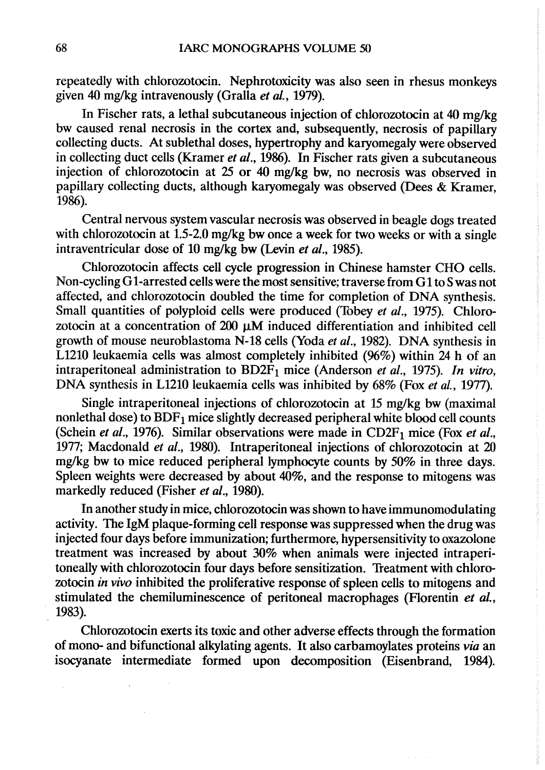repeatedly with chlorozotocin. Nephrotoxicity was also seen in rhesus monkeys given 40 mg/kg intravenously (Gralla *et al.*, 1979).

In Fischer rats, a lethal subcutaneous injection of chlorozotocin at 40 mg/kg bw caused renal necrosis in the cortex and, subsequently, necrosis of papillary collecting ducts. At sublethal doses, hypertrophy and karyomegaly were observed in collecting duct cells (Kramer *et al.*, 1986). In Fischer rats given a subcutaneous injection of chlorozotocin at 25 or 40 mg/kg bw, no necrosis was observed in papillary collecting ducts, although karyomegaly was observed (Dees & Kramer, 1986).

Central nervous system vascular necrosis was observed in beagle dogs treated with chlorozotocin at 1.5-2.0 mg/kg bw once a week for two weeks or with a single intraventricular dose of 10 mg/kg bw (Levin *et al.*, 1985).

Chlorozotocin affects cell cycle progression in Chinese hamster CHO cells. Non-cycling G1-arrested cells were the most sensitive; traverse from G1 to S was not affected, and chlorozotocin doubled the time for completion of DNA synthesis. Small quantities of polyploid cells were produced (Tobey *et al.*, 1975). Chlorozotocin at a concentration of 200 μM induced differentiation and inhibited cell growth of mouse neuroblastoma N-18 cells (Yoda *et al.*, 1982). DNA synthesis in L1210 leukaemia cells was almost completely inhibited (96%) within 24 h of an intraperitoneal administration to $BD2F_1$ mice (Anderson *et al.*, 1975). *In vitro*, DNA synthesis in L1210 leukaemia cells was inhibited by 68% (Fox *et al.*, 1977).

Single intraperitoneal injections of chlorozotocin at 15 mg/kg bw (maximal nonlethal dose) to $BDF_1$ mice slightly decreased peripheral white blood cell counts (Schein *et al.*, 1976). Similar observations were made in $CD2F_1$ mice (Fox *et al.*, 1977; Macdonald *et al.*, 1980). Intraperitoneal injections of chlorozotocin at 20 mg/kg bw to mice reduced peripheral lymphocyte counts by 50% in three days. Spleen weights were decreased by about 40%, and the response to mitogens was markedly reduced (Fisher *et al.*, 1980).

In another study in mice, chlorozotocin was shown to have immunomodulating activity. The IgM plaque-forming cell response was suppressed when the drug was injected four days before immunization; furthermore, hypersensitivity to oxazolone treatment was increased by about 30% when animals were injected intraperitoneally with chlorozotocin four days before sensitization. Treatment with chlorozotocin *in vivo* inhibited the proliferative response of spleen cells to mitogens and stimulated the chemiluminescence of peritoneal macrophages (Florentin *et al.*, 1983).

Chlorozotocin exerts its toxic and other adverse effects through the formation of mono- and bifunctional alkylating agents. It also carbamoylates proteins *via* an isocyanate intermediate formed upon decomposition (Eisenbrand, 1984).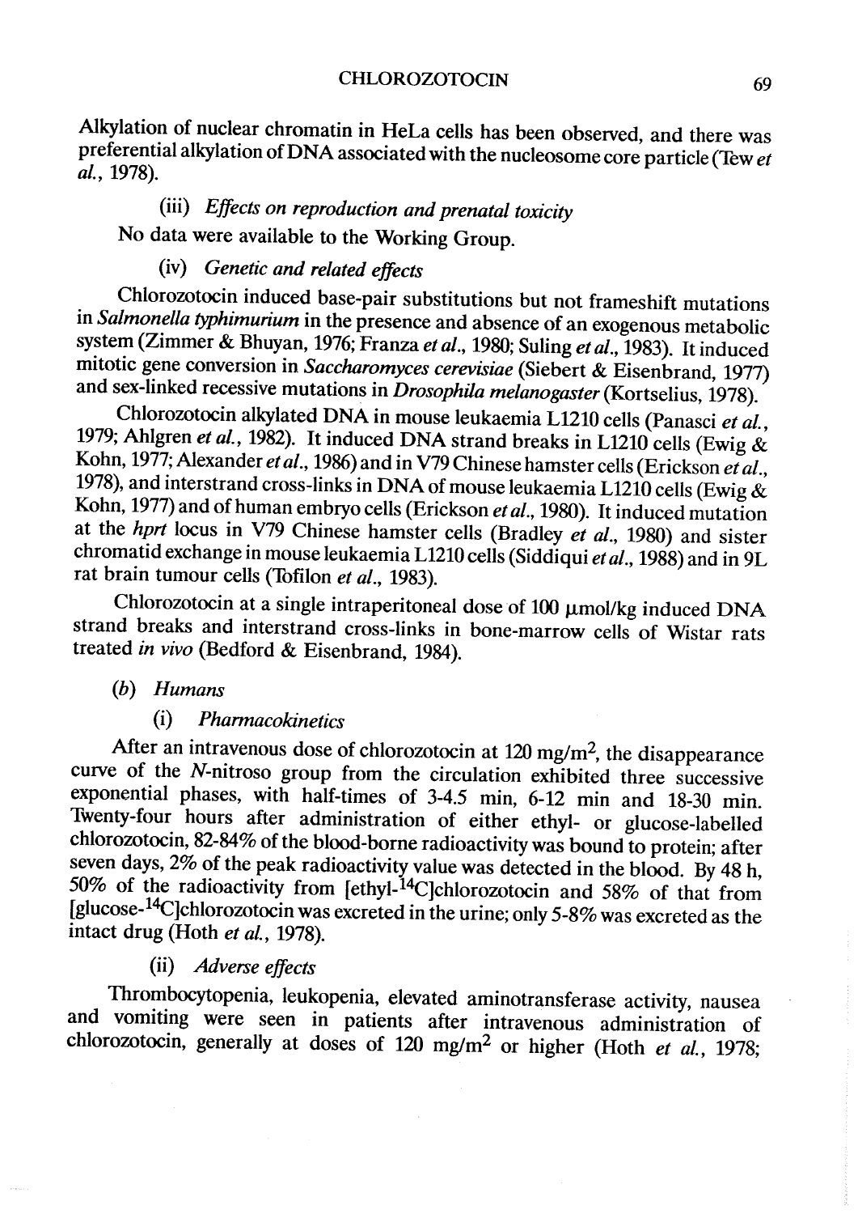Alkylation of nuclear chromatin in HeLa cells has been observed, and there was preferential alkylation of DNA associated with the nucleosome core particle (Tew *et al.*, 1978).

(iii) *Effects on reproduction and prenatal toxicity*

No data were available to the Working Group.

(iv) *Genetic and related effects*

Chlorozotocin induced base-pair substitutions but not frameshift mutations in *Salmonella typhimurium* in the presence and absence of an exogenous metabolic system (Zimmer & Bhuyan, 1976; Franza *et al.*, 1980; Suling *et al.*, 1983). It induced mitotic gene conversion in *Saccharomyces cerevisiae* (Siebert & Eisenbrand, 1977) and sex-linked recessive mutations in *Drosophila melanogaster* (Kortselius, 1978).

Chlorozotocin alkylated DNA in mouse leukaemia L1210 cells (Panasci *et al.*, 1979; Ahlgren *et al.*, 1982). It induced DNA strand breaks in L1210 cells (Ewig & Kohn, 1977; Alexander *et al.*, 1986) and in V79 Chinese hamster cells (Erickson *et al.*, 1978), and interstrand cross-links in DNA of mouse leukaemia L1210 cells (Ewig & Kohn, 1977) and of human embryo cells (Erickson *et al.*, 1980). It induced mutation at the *hprt* locus in V79 Chinese hamster cells (Bradley *et al.*, 1980) and sister chromatid exchange in mouse leukaemia L1210 cells (Siddiqui *et al.*, 1988) and in 9L rat brain tumour cells (Tofilon *et al.*, 1983).

Chlorozotocin at a single intraperitoneal dose of 100 μmol/kg induced DNA strand breaks and interstrand cross-links in bone-marrow cells of Wistar rats treated *in vivo* (Bedford & Eisenbrand, 1984).

(*b*) *Humans*

(i) *Pharmacokinetics*

After an intravenous dose of chlorozotocin at 120 mg/m$^2$, the disappearance curve of the *N*-nitroso group from the circulation exhibited three successive exponential phases, with half-times of 3-4.5 min, 6-12 min and 18-30 min. Twenty-four hours after administration of either ethyl- or glucose-labelled chlorozotocin, 82-84% of the blood-borne radioactivity was bound to protein; after seven days, 2% of the peak radioactivity value was detected in the blood. By 48 h, 50% of the radioactivity from [ethyl-$^{14}$C]chlorozotocin and 58% of that from [glucose-$^{14}$C]chlorozotocin was excreted in the urine; only 5-8% was excreted as the intact drug (Hoth *et al.*, 1978).

(ii) *Adverse effects*

Thrombocytopenia, leukopenia, elevated aminotransferase activity, nausea and vomiting were seen in patients after intravenous administration of chlorozotocin, generally at doses of 120 mg/m$^2$ or higher (Hoth *et al.*, 1978;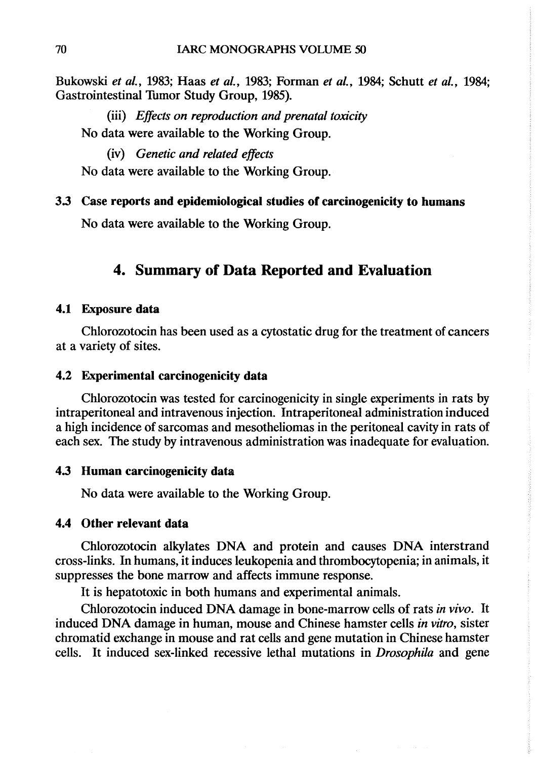Bukowski *et al.*, 1983; Haas *et al.*, 1983; Forman *et al.*, 1984; Schutt *et al.*, 1984; Gastrointestinal Tumor Study Group, 1985).

(iii) *Effects on reproduction and prenatal toxicity*

No data were available to the Working Group.

(iv) *Genetic and related effects*

No data were available to the Working Group.

### 3.3 Case reports and epidemiological studies of carcinogenicity to humans

No data were available to the Working Group.

## 4. Summary of Data Reported and Evaluation

### 4.1 Exposure data

Chlorozotocin has been used as a cytostatic drug for the treatment of cancers at a variety of sites.

### 4.2 Experimental carcinogenicity data

Chlorozotocin was tested for carcinogenicity in single experiments in rats by intraperitoneal and intravenous injection. Intraperitoneal administration induced a high incidence of sarcomas and mesotheliomas in the peritoneal cavity in rats of each sex. The study by intravenous administration was inadequate for evaluation.

### 4.3 Human carcinogenicity data

No data were available to the Working Group.

### 4.4 Other relevant data

Chlorozotocin alkylates DNA and protein and causes DNA interstrand cross-links. In humans, it induces leukopenia and thrombocytopenia; in animals, it suppresses the bone marrow and affects immune response.

It is hepatotoxic in both humans and experimental animals.

Chlorozotocin induced DNA damage in bone-marrow cells of rats *in vivo*. It induced DNA damage in human, mouse and Chinese hamster cells *in vitro*, sister chromatid exchange in mouse and rat cells and gene mutation in Chinese hamster cells. It induced sex-linked recessive lethal mutations in *Drosophila* and gene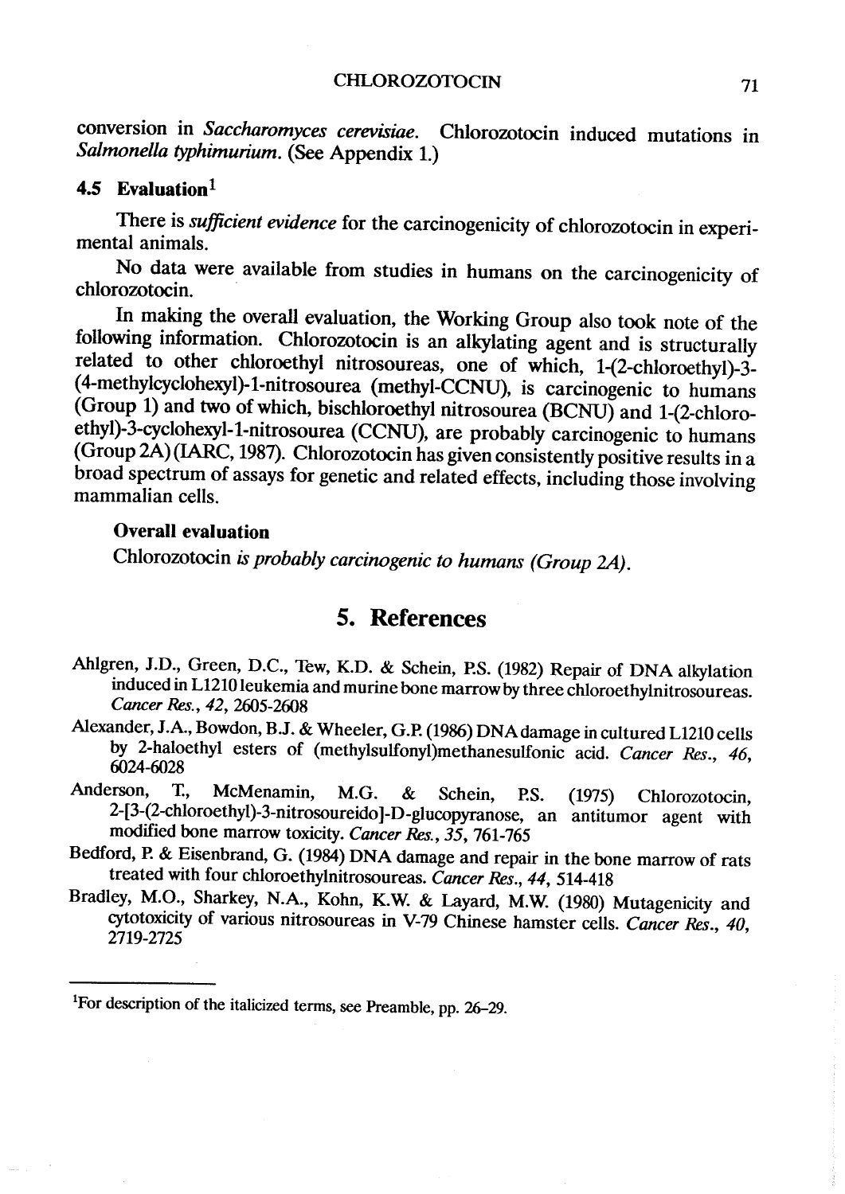conversion in *Saccharomyces cerevisiae*. Chlorozotocin induced mutations in *Salmonella typhimurium*. (See Appendix 1.)

### 4.5 Evaluation[1]

There is *sufficient evidence* for the carcinogenicity of chlorozotocin in experimental animals.

No data were available from studies in humans on the carcinogenicity of chlorozotocin.

In making the overall evaluation, the Working Group also took note of the following information. Chlorozotocin is an alkylating agent and is structurally related to other chloroethyl nitrosoureas, one of which, 1-(2-chloroethyl)-3-(4-methylcyclohexyl)-1-nitrosourea (methyl-CCNU), is carcinogenic to humans (Group 1) and two of which, bischloroethyl nitrosourea (BCNU) and 1-(2-chloroethyl)-3-cyclohexyl-1-nitrosourea (CCNU), are probably carcinogenic to humans (Group 2A) (IARC, 1987). Chlorozotocin has given consistently positive results in a broad spectrum of assays for genetic and related effects, including those involving mammalian cells.

#### Overall evaluation

Chlorozotocin *is probably carcinogenic to humans (Group 2A)*.

## 5. References

Ahlgren, J.D., Green, D.C., Tew, K.D. & Schein, P.S. (1982) Repair of DNA alkylation induced in L1210 leukemia and murine bone marrow by three chloroethylnitrosoureas. *Cancer Res.*, *42*, 2605-2608

Alexander, J.A., Bowdon, B.J. & Wheeler, G.P. (1986) DNA damage in cultured L1210 cells by 2-haloethyl esters of (methylsulfonyl)methanesulfonic acid. *Cancer Res.*, *46*, 6024-6028

Anderson, T., McMenamin, M.G. & Schein, P.S. (1975) Chlorozotocin, 2-[3-(2-chloroethyl)-3-nitrosoureido]-D-glucopyranose, an antitumor agent with modified bone marrow toxicity. *Cancer Res.*, *35*, 761-765

Bedford, P. & Eisenbrand, G. (1984) DNA damage and repair in the bone marrow of rats treated with four chloroethylnitrosoureas. *Cancer Res.*, *44*, 514-418

Bradley, M.O., Sharkey, N.A., Kohn, K.W. & Layard, M.W. (1980) Mutagenicity and cytotoxicity of various nitrosoureas in V-79 Chinese hamster cells. *Cancer Res.*, *40*, 2719-2725

---

[1]For description of the italicized terms, see Preamble, pp. 26–29.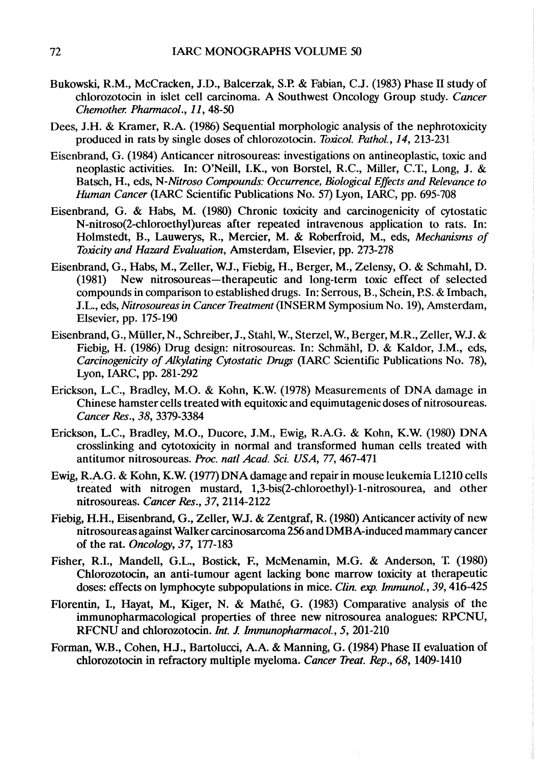Bukowski, R.M., McCracken, J.D., Balcerzak, S.P. & Fabian, C.J. (1983) Phase II study of chlorozotocin in islet cell carcinoma. A Southwest Oncology Group study. *Cancer Chemother. Pharmacol.*, *11*, 48-50

Dees, J.H. & Kramer, R.A. (1986) Sequential morphologic analysis of the nephrotoxicity produced in rats by single doses of chlorozotocin. *Toxicol. Pathol.*, *14*, 213-231

Eisenbrand, G. (1984) Anticancer nitrosoureas: investigations on antineoplastic, toxic and neoplastic activities. In: O'Neill, I.K., von Borstel, R.C., Miller, C.T., Long, J. & Batsch, H., eds, *N-Nitroso Compounds: Occurrence, Biological Effects and Relevance to Human Cancer* (IARC Scientific Publications No. 57) Lyon, IARC, pp. 695-708

Eisenbrand, G. & Habs, M. (1980) Chronic toxicity and carcinogenicity of cytostatic N-nitroso(2-chloroethyl)ureas after repeated intravenous application to rats. In: Holmstedt, B., Lauwerys, R., Mercier, M. & Roberfroid, M., eds, *Mechanisms of Toxicity and Hazard Evaluation*, Amsterdam, Elsevier, pp. 273-278

Eisenbrand, G., Habs, M., Zeller, W.J., Fiebig, H., Berger, M., Zelensy, O. & Schmahl, D. (1981) New nitrosoureas—therapeutic and long-term toxic effect of selected compounds in comparison to established drugs. In: Serrous, B., Schein, P.S. & Imbach, J.L., eds, *Nitrosoureas in Cancer Treatment* (INSERM Symposium No. 19), Amsterdam, Elsevier, pp. 175-190

Eisenbrand, G., Müller, N., Schreiber, J., Stahl, W., Sterzel, W., Berger, M.R., Zeller, W.J. & Fiebig, H. (1986) Drug design: nitrosoureas. In: Schmähl, D. & Kaldor, J.M., eds, *Carcinogenicity of Alkylating Cytostatic Drugs* (IARC Scientific Publications No. 78), Lyon, IARC, pp. 281-292

Erickson, L.C., Bradley, M.O. & Kohn, K.W. (1978) Measurements of DNA damage in Chinese hamster cells treated with equitoxic and equimutagenic doses of nitrosoureas. *Cancer Res.*, *38*, 3379-3384

Erickson, L.C., Bradley, M.O., Ducore, J.M., Ewig, R.A.G. & Kohn, K.W. (1980) DNA crosslinking and cytotoxicity in normal and transformed human cells treated with antitumor nitrosoureas. *Proc. natl Acad. Sci. USA*, *77*, 467-471

Ewig, R.A.G. & Kohn, K.W. (1977) DNA damage and repair in mouse leukemia L1210 cells treated with nitrogen mustard, 1,3-bis(2-chloroethyl)-1-nitrosourea, and other nitrosoureas. *Cancer Res.*, *37*, 2114-2122

Fiebig, H.H., Eisenbrand, G., Zeller, W.J. & Zentgraf, R. (1980) Anticancer activity of new nitrosoureas against Walker carcinosarcoma 256 and DMBA-induced mammary cancer of the rat. *Oncology*, *37*, 177-183

Fisher, R.I., Mandell, G.L., Bostick, F., McMenamin, M.G. & Anderson, T. (1980) Chlorozotocin, an anti-tumour agent lacking bone marrow toxicity at therapeutic doses: effects on lymphocyte subpopulations in mice. *Clin. exp. Immunol.*, *39*, 416-425

Florentin, I., Hayat, M., Kiger, N. & Mathé, G. (1983) Comparative analysis of the immunopharmacological properties of three new nitrosourea analogues: RPCNU, RFCNU and chlorozotocin. *Int. J. Immunopharmacol.*, *5*, 201-210

Forman, W.B., Cohen, H.J., Bartolucci, A.A. & Manning, G. (1984) Phase II evaluation of chlorozotocin in refractory multiple myeloma. *Cancer Treat. Rep.*, *68*, 1409-1410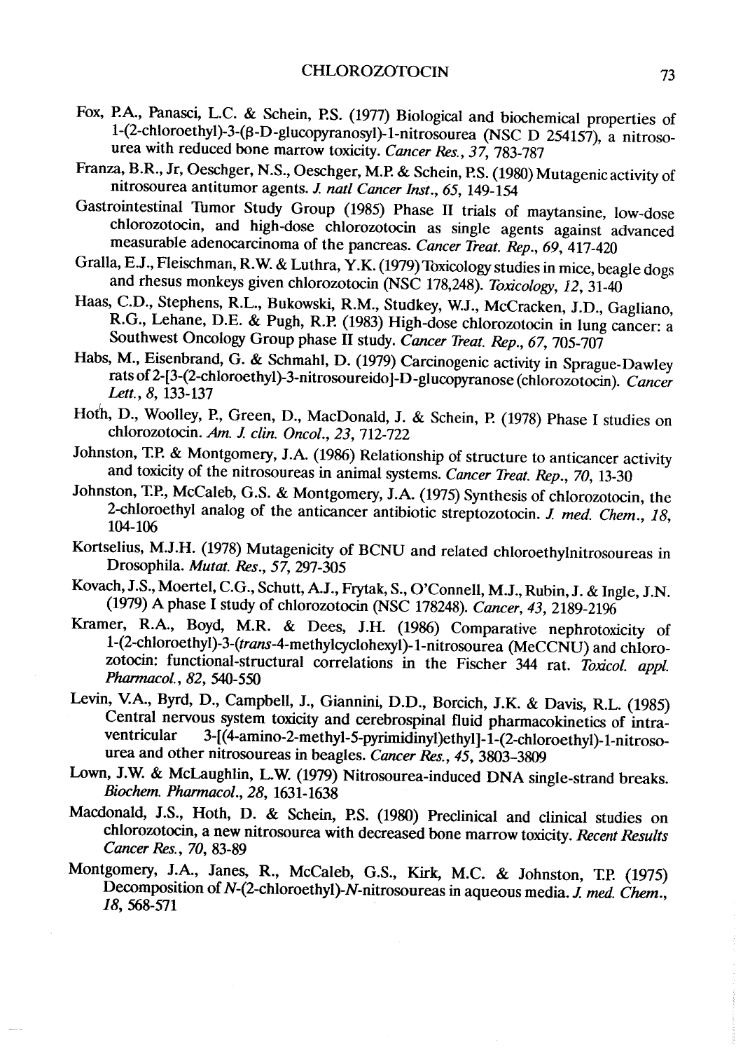Fox, P.A., Panasci, L.C. & Schein, P.S. (1977) Biological and biochemical properties of 1-(2-chloroethyl)-3-(β-D-glucopyranosyl)-1-nitrosourea (NSC D 254157), a nitrosourea with reduced bone marrow toxicity. *Cancer Res.*, *37*, 783-787

Franza, B.R., Jr, Oeschger, N.S., Oeschger, M.P. & Schein, P.S. (1980) Mutagenic activity of nitrosourea antitumor agents. *J. natl Cancer Inst.*, *65*, 149-154

Gastrointestinal Tumor Study Group (1985) Phase II trials of maytansine, low-dose chlorozotocin, and high-dose chlorozotocin as single agents against advanced measurable adenocarcinoma of the pancreas. *Cancer Treat. Rep.*, *69*, 417-420

Gralla, E.J., Fleischman, R.W. & Luthra, Y.K. (1979) Toxicology studies in mice, beagle dogs and rhesus monkeys given chlorozotocin (NSC 178,248). *Toxicology*, *12*, 31-40

Haas, C.D., Stephens, R.L., Bukowski, R.M., Studkey, W.J., McCracken, J.D., Gagliano, R.G., Lehane, D.E. & Pugh, R.P. (1983) High-dose chlorozotocin in lung cancer: a Southwest Oncology Group phase II study. *Cancer Treat. Rep.*, *67*, 705-707

Habs, M., Eisenbrand, G. & Schmahl, D. (1979) Carcinogenic activity in Sprague-Dawley rats of 2-[3-(2-chloroethyl)-3-nitrosoureido]-D-glucopyranose (chlorozotocin). *Cancer Lett.*, *8*, 133-137

Hoth, D., Woolley, P., Green, D., MacDonald, J. & Schein, P. (1978) Phase I studies on chlorozotocin. *Am. J. clin. Oncol.*, *23*, 712-722

Johnston, T.P. & Montgomery, J.A. (1986) Relationship of structure to anticancer activity and toxicity of the nitrosoureas in animal systems. *Cancer Treat. Rep.*, *70*, 13-30

Johnston, T.P., McCaleb, G.S. & Montgomery, J.A. (1975) Synthesis of chlorozotocin, the 2-chloroethyl analog of the anticancer antibiotic streptozotocin. *J. med. Chem.*, *18*, 104-106

Kortselius, M.J.H. (1978) Mutagenicity of BCNU and related chloroethylnitrosoureas in Drosophila. *Mutat. Res.*, *57*, 297-305

Kovach, J.S., Moertel, C.G., Schutt, A.J., Frytak, S., O'Connell, M.J., Rubin, J. & Ingle, J.N. (1979) A phase I study of chlorozotocin (NSC 178248). *Cancer*, *43*, 2189-2196

Kramer, R.A., Boyd, M.R. & Dees, J.H. (1986) Comparative nephrotoxicity of 1-(2-chloroethyl)-3-(*trans*-4-methylcyclohexyl)-1-nitrosourea (MeCCNU) and chlorozotocin: functional-structural correlations in the Fischer 344 rat. *Toxicol. appl. Pharmacol.*, *82*, 540-550

Levin, V.A., Byrd, D., Campbell, J., Giannini, D.D., Borcich, J.K. & Davis, R.L. (1985) Central nervous system toxicity and cerebrospinal fluid pharmacokinetics of intraventricular 3-[(4-amino-2-methyl-5-pyrimidinyl)ethyl]-1-(2-chloroethyl)-1-nitrosourea and other nitrosoureas in beagles. *Cancer Res.*, *45*, 3803-3809

Lown, J.W. & McLaughlin, L.W. (1979) Nitrosourea-induced DNA single-strand breaks. *Biochem. Pharmacol.*, *28*, 1631-1638

Macdonald, J.S., Hoth, D. & Schein, P.S. (1980) Preclinical and clinical studies on chlorozotocin, a new nitrosourea with decreased bone marrow toxicity. *Recent Results Cancer Res.*, *70*, 83-89

Montgomery, J.A., Janes, R., McCaleb, G.S., Kirk, M.C. & Johnston, T.P. (1975) Decomposition of *N*-(2-chloroethyl)-*N*-nitrosoureas in aqueous media. *J. med. Chem.*, *18*, 568-571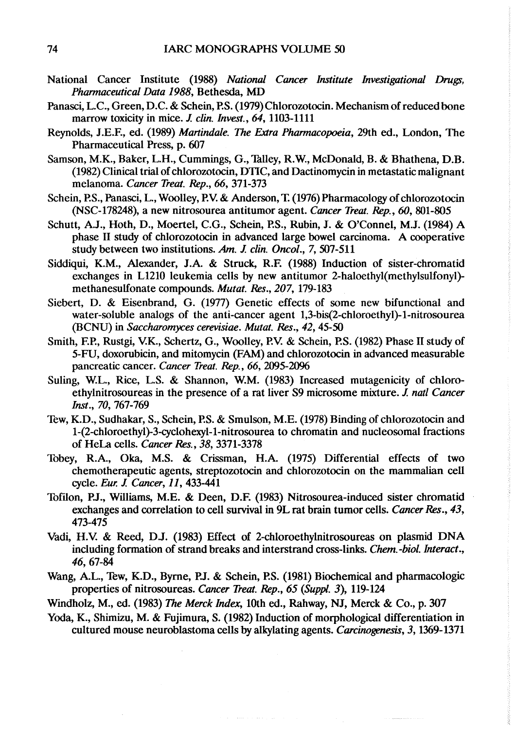National Cancer Institute (1988) *National Cancer Institute Investigational Drugs, Pharmaceutical Data 1988*, Bethesda, MD

Panasci, L.C., Green, D.C. & Schein, P.S. (1979) Chlorozotocin. Mechanism of reduced bone marrow toxicity in mice. *J. clin. Invest.*, *64*, 1103-1111

Reynolds, J.E.F., ed. (1989) *Martindale. The Extra Pharmacopoeia*, 29th ed., London, The Pharmaceutical Press, p. 607

Samson, M.K., Baker, L.H., Cummings, G., Talley, R.W., McDonald, B. & Bhathena, D.B. (1982) Clinical trial of chlorozotocin, DTIC, and Dactinomycin in metastatic malignant melanoma. *Cancer Treat. Rep.*, *66*, 371-373

Schein, P.S., Panasci, L., Woolley, P.V. & Anderson, T. (1976) Pharmacology of chlorozotocin (NSC-178248), a new nitrosourea antitumor agent. *Cancer Treat. Rep.*, *60*, 801-805

Schutt, A.J., Hoth, D., Moertel, C.G., Schein, P.S., Rubin, J. & O'Connel, M.J. (1984) A phase II study of chlorozotocin in advanced large bowel carcinoma. A cooperative study between two institutions. *Am. J. clin. Oncol.*, *7*, 507-511

Siddiqui, K.M., Alexander, J.A. & Struck, R.F. (1988) Induction of sister-chromatid exchanges in L1210 leukemia cells by new antitumor 2-haloethyl(methylsulfonyl)-methanesulfonate compounds. *Mutat. Res.*, *207*, 179-183

Siebert, D. & Eisenbrand, G. (1977) Genetic effects of some new bifunctional and water-soluble analogs of the anti-cancer agent 1,3-bis(2-chloroethyl)-1-nitrosourea (BCNU) in *Saccharomyces cerevisiae*. *Mutat. Res.*, *42*, 45-50

Smith, F.P., Rustgi, V.K., Schertz, G., Woolley, P.V. & Schein, P.S. (1982) Phase II study of 5-FU, doxorubicin, and mitomycin (FAM) and chlorozotocin in advanced measurable pancreatic cancer. *Cancer Treat. Rep.*, *66*, 2095-2096

Suling, W.L., Rice, L.S. & Shannon, W.M. (1983) Increased mutagenicity of chloroethylnitrosoureas in the presence of a rat liver S9 microsome mixture. *J. natl Cancer Inst.*, *70*, 767-769

Tew, K.D., Sudhakar, S., Schein, P.S. & Smulson, M.E. (1978) Binding of chlorozotocin and 1-(2-chloroethyl)-3-cyclohexyl-1-nitrosourea to chromatin and nucleosomal fractions of HeLa cells. *Cancer Res.*, *38*, 3371-3378

Tobey, R.A., Oka, M.S. & Crissman, H.A. (1975) Differential effects of two chemotherapeutic agents, streptozotocin and chlorozotocin on the mammalian cell cycle. *Eur. J. Cancer*, *11*, 433-441

Tofilon, P.J., Williams, M.E. & Deen, D.F. (1983) Nitrosourea-induced sister chromatid exchanges and correlation to cell survival in 9L rat brain tumor cells. *Cancer Res.*, *43*, 473-475

Vadi, H.V. & Reed, D.J. (1983) Effect of 2-chloroethylnitrosoureas on plasmid DNA including formation of strand breaks and interstrand cross-links. *Chem.-biol. Interact.*, *46*, 67-84

Wang, A.L., Tew, K.D., Byrne, P.J. & Schein, P.S. (1981) Biochemical and pharmacologic properties of nitrosoureas. *Cancer Treat. Rep.*, *65* (*Suppl. 3*), 119-124

Windholz, M., ed. (1983) *The Merck Index*, 10th ed., Rahway, NJ, Merck & Co., p. 307

Yoda, K., Shimizu, M. & Fujimura, S. (1982) Induction of morphological differentiation in cultured mouse neuroblastoma cells by alkylating agents. *Carcinogenesis*, *3*, 1369-1371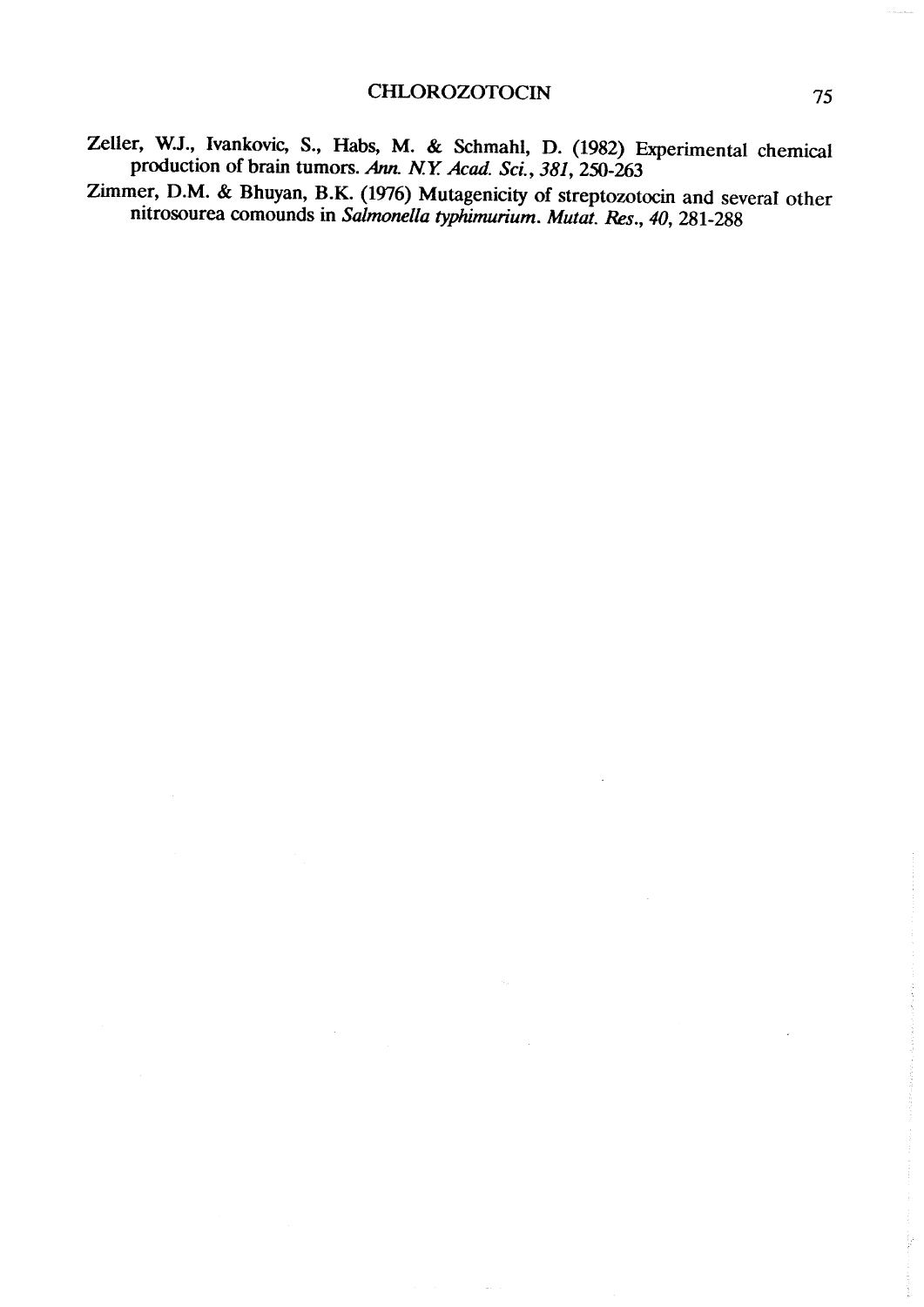Zeller, W.J., Ivankovic, S., Habs, M. & Schmahl, D. (1982) Experimental chemical production of brain tumors. *Ann. N.Y. Acad. Sci.*, *381*, 250-263

Zimmer, D.M. & Bhuyan, B.K. (1976) Mutagenicity of streptozotocin and several other nitrosourea comounds in *Salmonella typhimurium*. *Mutat. Res.*, *40*, 281-288